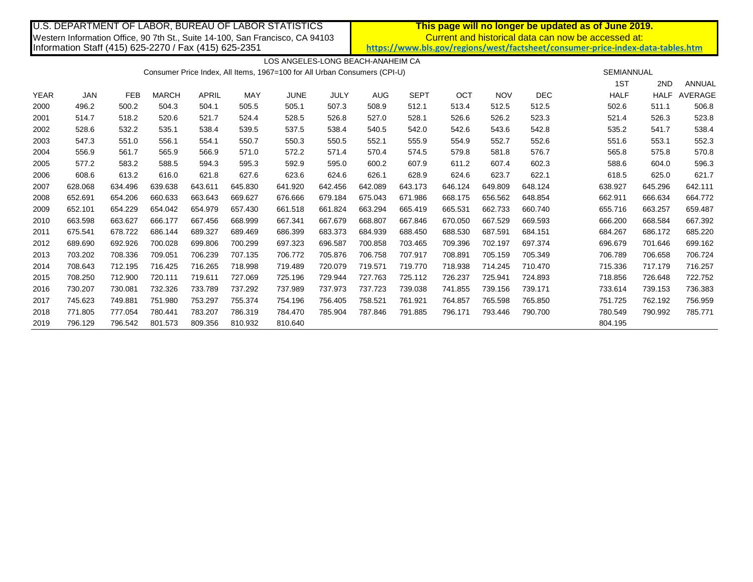U.S. DEPARTMENT OF LABOR, BUREAU OF LABOR STATISTICS
Western Information Office, 90 7th St., Suite 14-100, San Francisco, CA 94103
Information Staff (415) 625-2270 / Fax (415) 625-2351

**This page will no longer be updated as of June 2019.**
Current and historical data can now be accessed at:
**https://www.bls.gov/regions/west/factsheet/consumer-price-index-data-tables.htm**

LOS ANGELES-LONG BEACH-ANAHEIM CA

Consumer Price Index, All Items, 1967=100 for All Urban Consumers (CPI-U)

| YEAR | JAN | FEB | MARCH | APRIL | MAY | JUNE | JULY | AUG | SEPT | OCT | NOV | DEC | SEMIANNUAL 1ST HALF | SEMIANNUAL 2ND HALF | ANNUAL AVERAGE |
|---|---|---|---|---|---|---|---|---|---|---|---|---|---|---|---|
| 2000 | 496.2 | 500.2 | 504.3 | 504.1 | 505.5 | 505.1 | 507.3 | 508.9 | 512.1 | 513.4 | 512.5 | 512.5 | 502.6 | 511.1 | 506.8 |
| 2001 | 514.7 | 518.2 | 520.6 | 521.7 | 524.4 | 528.5 | 526.8 | 527.0 | 528.1 | 526.6 | 526.2 | 523.3 | 521.4 | 526.3 | 523.8 |
| 2002 | 528.6 | 532.2 | 535.1 | 538.4 | 539.5 | 537.5 | 538.4 | 540.5 | 542.0 | 542.6 | 543.6 | 542.8 | 535.2 | 541.7 | 538.4 |
| 2003 | 547.3 | 551.0 | 556.1 | 554.1 | 550.7 | 550.3 | 550.5 | 552.1 | 555.9 | 554.9 | 552.7 | 552.6 | 551.6 | 553.1 | 552.3 |
| 2004 | 556.9 | 561.7 | 565.9 | 566.9 | 571.0 | 572.2 | 571.4 | 570.4 | 574.5 | 579.8 | 581.8 | 576.7 | 565.8 | 575.8 | 570.8 |
| 2005 | 577.2 | 583.2 | 588.5 | 594.3 | 595.3 | 592.9 | 595.0 | 600.2 | 607.9 | 611.2 | 607.4 | 602.3 | 588.6 | 604.0 | 596.3 |
| 2006 | 608.6 | 613.2 | 616.0 | 621.8 | 627.6 | 623.6 | 624.6 | 626.1 | 628.9 | 624.6 | 623.7 | 622.1 | 618.5 | 625.0 | 621.7 |
| 2007 | 628.068 | 634.496 | 639.638 | 643.611 | 645.830 | 641.920 | 642.456 | 642.089 | 643.173 | 646.124 | 649.809 | 648.124 | 638.927 | 645.296 | 642.111 |
| 2008 | 652.691 | 654.206 | 660.633 | 663.643 | 669.627 | 676.666 | 679.184 | 675.043 | 671.986 | 668.175 | 656.562 | 648.854 | 662.911 | 666.634 | 664.772 |
| 2009 | 652.101 | 654.229 | 654.042 | 654.979 | 657.430 | 661.518 | 661.824 | 663.294 | 665.419 | 665.531 | 662.733 | 660.740 | 655.716 | 663.257 | 659.487 |
| 2010 | 663.598 | 663.627 | 666.177 | 667.456 | 668.999 | 667.341 | 667.679 | 668.807 | 667.846 | 670.050 | 667.529 | 669.593 | 666.200 | 668.584 | 667.392 |
| 2011 | 675.541 | 678.722 | 686.144 | 689.327 | 689.469 | 686.399 | 683.373 | 684.939 | 688.450 | 688.530 | 687.591 | 684.151 | 684.267 | 686.172 | 685.220 |
| 2012 | 689.690 | 692.926 | 700.028 | 699.806 | 700.299 | 697.323 | 696.587 | 700.858 | 703.465 | 709.396 | 702.197 | 697.374 | 696.679 | 701.646 | 699.162 |
| 2013 | 703.202 | 708.336 | 709.051 | 706.239 | 707.135 | 706.772 | 705.876 | 706.758 | 707.917 | 708.891 | 705.159 | 705.349 | 706.789 | 706.658 | 706.724 |
| 2014 | 708.643 | 712.195 | 716.425 | 716.265 | 718.998 | 719.489 | 720.079 | 719.571 | 719.770 | 718.938 | 714.245 | 710.470 | 715.336 | 717.179 | 716.257 |
| 2015 | 708.250 | 712.900 | 720.111 | 719.611 | 727.069 | 725.196 | 729.944 | 727.763 | 725.112 | 726.237 | 725.941 | 724.893 | 718.856 | 726.648 | 722.752 |
| 2016 | 730.207 | 730.081 | 732.326 | 733.789 | 737.292 | 737.989 | 737.973 | 737.723 | 739.038 | 741.855 | 739.156 | 739.171 | 733.614 | 739.153 | 736.383 |
| 2017 | 745.623 | 749.881 | 751.980 | 753.297 | 755.374 | 754.196 | 756.405 | 758.521 | 761.921 | 764.857 | 765.598 | 765.850 | 751.725 | 762.192 | 756.959 |
| 2018 | 771.805 | 777.054 | 780.441 | 783.207 | 786.319 | 784.470 | 785.904 | 787.846 | 791.885 | 796.171 | 793.446 | 790.700 | 780.549 | 790.992 | 785.771 |
| 2019 | 796.129 | 796.542 | 801.573 | 809.356 | 810.932 | 810.640 | | | | | | | 804.195 | | |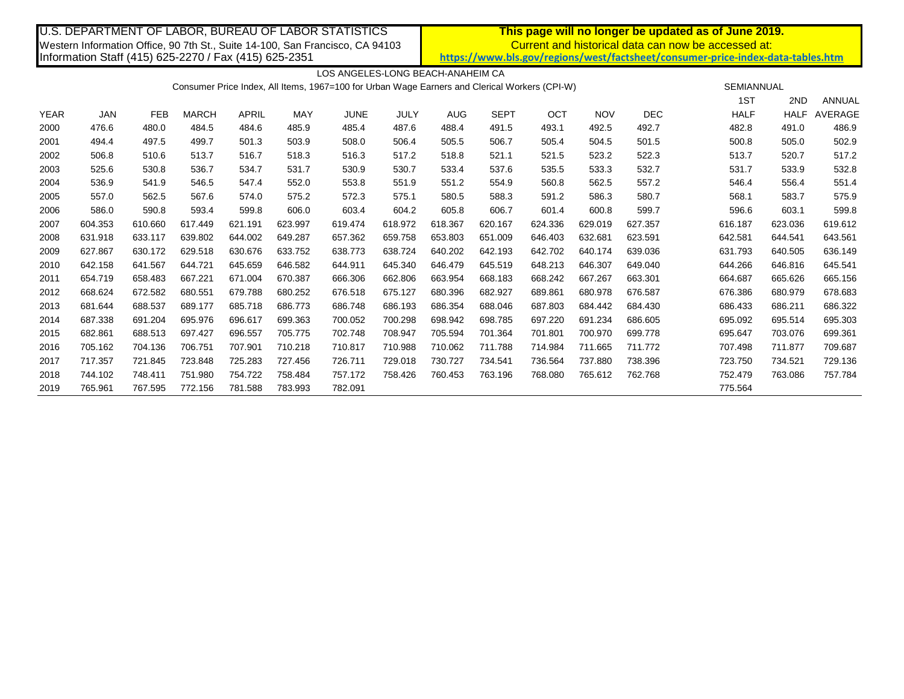U.S. DEPARTMENT OF LABOR, BUREAU OF LABOR STATISTICS
Western Information Office, 90 7th St., Suite 14-100, San Francisco, CA 94103
Information Staff (415) 625-2270 / Fax (415) 625-2351

**This page will no longer be updated as of June 2019.**
Current and historical data can now be accessed at:
**https://www.bls.gov/regions/west/factsheet/consumer-price-index-data-tables.htm**

LOS ANGELES-LONG BEACH-ANAHEIM CA

Consumer Price Index, All Items, 1967=100 for Urban Wage Earners and Clerical Workers (CPI-W)

| | | | | | | | | | | | | | SEMIANNUAL | | |
|---|---|---|---|---|---|---|---|---|---|---|---|---|---|---|---|
| YEAR | JAN | FEB | MARCH | APRIL | MAY | JUNE | JULY | AUG | SEPT | OCT | NOV | DEC | 1ST HALF | 2ND HALF | ANNUAL AVERAGE |
| 2000 | 476.6 | 480.0 | 484.5 | 484.6 | 485.9 | 485.4 | 487.6 | 488.4 | 491.5 | 493.1 | 492.5 | 492.7 | 482.8 | 491.0 | 486.9 |
| 2001 | 494.4 | 497.5 | 499.7 | 501.3 | 503.9 | 508.0 | 506.4 | 505.5 | 506.7 | 505.4 | 504.5 | 501.5 | 500.8 | 505.0 | 502.9 |
| 2002 | 506.8 | 510.6 | 513.7 | 516.7 | 518.3 | 516.3 | 517.2 | 518.8 | 521.1 | 521.5 | 523.2 | 522.3 | 513.7 | 520.7 | 517.2 |
| 2003 | 525.6 | 530.8 | 536.7 | 534.7 | 531.7 | 530.9 | 530.7 | 533.4 | 537.6 | 535.5 | 533.3 | 532.7 | 531.7 | 533.9 | 532.8 |
| 2004 | 536.9 | 541.9 | 546.5 | 547.4 | 552.0 | 553.8 | 551.9 | 551.2 | 554.9 | 560.8 | 562.5 | 557.2 | 546.4 | 556.4 | 551.4 |
| 2005 | 557.0 | 562.5 | 567.6 | 574.0 | 575.2 | 572.3 | 575.1 | 580.5 | 588.3 | 591.2 | 586.3 | 580.7 | 568.1 | 583.7 | 575.9 |
| 2006 | 586.0 | 590.8 | 593.4 | 599.8 | 606.0 | 603.4 | 604.2 | 605.8 | 606.7 | 601.4 | 600.8 | 599.7 | 596.6 | 603.1 | 599.8 |
| 2007 | 604.353 | 610.660 | 617.449 | 621.191 | 623.997 | 619.474 | 618.972 | 618.367 | 620.167 | 624.336 | 629.019 | 627.357 | 616.187 | 623.036 | 619.612 |
| 2008 | 631.918 | 633.117 | 639.802 | 644.002 | 649.287 | 657.362 | 659.758 | 653.803 | 651.009 | 646.403 | 632.681 | 623.591 | 642.581 | 644.541 | 643.561 |
| 2009 | 627.867 | 630.172 | 629.518 | 630.676 | 633.752 | 638.773 | 638.724 | 640.202 | 642.193 | 642.702 | 640.174 | 639.036 | 631.793 | 640.505 | 636.149 |
| 2010 | 642.158 | 641.567 | 644.721 | 645.659 | 646.582 | 644.911 | 645.340 | 646.479 | 645.519 | 648.213 | 646.307 | 649.040 | 644.266 | 646.816 | 645.541 |
| 2011 | 654.719 | 658.483 | 667.221 | 671.004 | 670.387 | 666.306 | 662.806 | 663.954 | 668.183 | 668.242 | 667.267 | 663.301 | 664.687 | 665.626 | 665.156 |
| 2012 | 668.624 | 672.582 | 680.551 | 679.788 | 680.252 | 676.518 | 675.127 | 680.396 | 682.927 | 689.861 | 680.978 | 676.587 | 676.386 | 680.979 | 678.683 |
| 2013 | 681.644 | 688.537 | 689.177 | 685.718 | 686.773 | 686.748 | 686.193 | 686.354 | 688.046 | 687.803 | 684.442 | 684.430 | 686.433 | 686.211 | 686.322 |
| 2014 | 687.338 | 691.204 | 695.976 | 696.617 | 699.363 | 700.052 | 700.298 | 698.942 | 698.785 | 697.220 | 691.234 | 686.605 | 695.092 | 695.514 | 695.303 |
| 2015 | 682.861 | 688.513 | 697.427 | 696.557 | 705.775 | 702.748 | 708.947 | 705.594 | 701.364 | 701.801 | 700.970 | 699.778 | 695.647 | 703.076 | 699.361 |
| 2016 | 705.162 | 704.136 | 706.751 | 707.901 | 710.218 | 710.817 | 710.988 | 710.062 | 711.788 | 714.984 | 711.665 | 711.772 | 707.498 | 711.877 | 709.687 |
| 2017 | 717.357 | 721.845 | 723.848 | 725.283 | 727.456 | 726.711 | 729.018 | 730.727 | 734.541 | 736.564 | 737.880 | 738.396 | 723.750 | 734.521 | 729.136 |
| 2018 | 744.102 | 748.411 | 751.980 | 754.722 | 758.484 | 757.172 | 758.426 | 760.453 | 763.196 | 768.080 | 765.612 | 762.768 | 752.479 | 763.086 | 757.784 |
| 2019 | 765.961 | 767.595 | 772.156 | 781.588 | 783.993 | 782.091 | | | | | | | 775.564 | | |